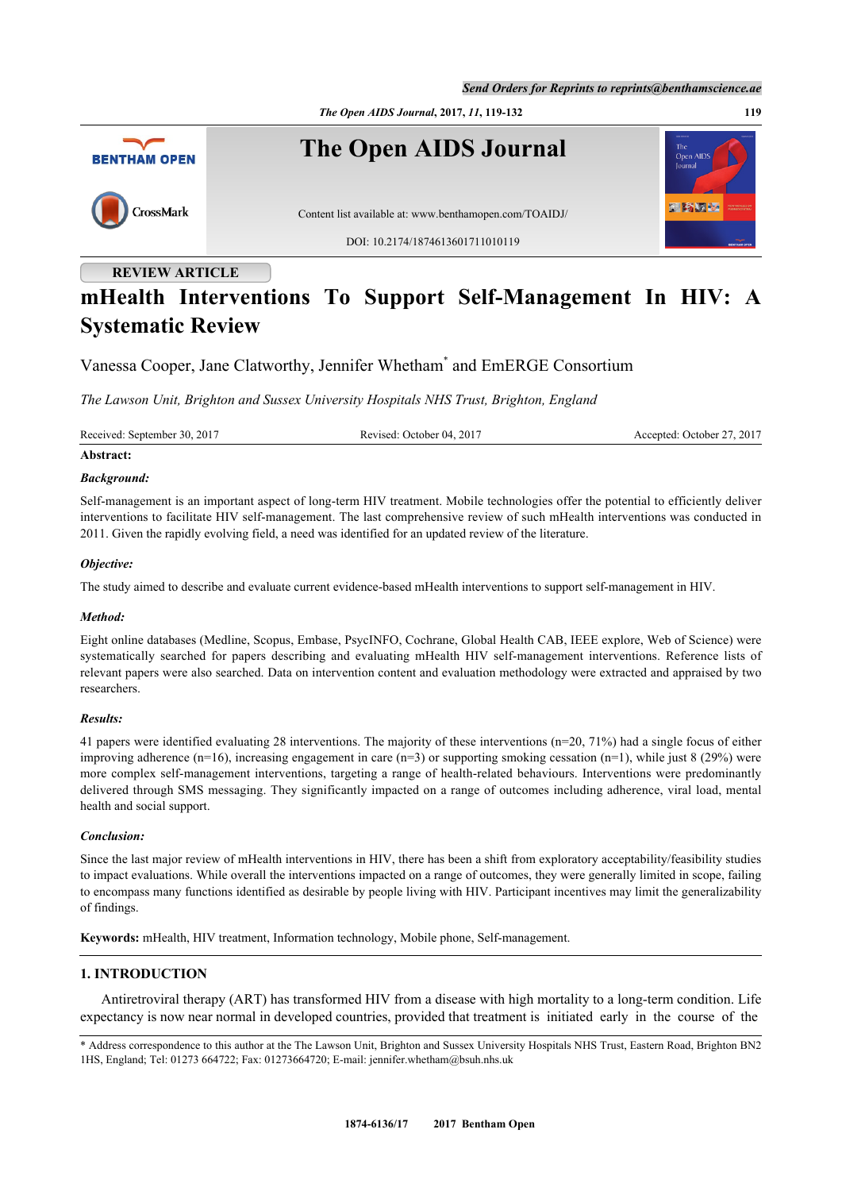REVIEW ARTICLE

# mHealth Interventions To Support Self-Management In HIV: A Systematic Review

Vanessa Cooper, Jane Clatworthy, Jennifer Whetham* and EmERGE Consortium

*The Lawson Unit, Brighton and Sussex University Hospitals NHS Trust, Brighton, England*

Received: September 30, 2017 | Revised: October 04, 2017 | Accepted: October 27, 2017

**Abstract:**

***Background:***

Self-management is an important aspect of long-term HIV treatment. Mobile technologies offer the potential to efficiently deliver interventions to facilitate HIV self-management. The last comprehensive review of such mHealth interventions was conducted in 2011. Given the rapidly evolving field, a need was identified for an updated review of the literature.

***Objective:***

The study aimed to describe and evaluate current evidence-based mHealth interventions to support self-management in HIV.

***Method:***

Eight online databases (Medline, Scopus, Embase, PsycINFO, Cochrane, Global Health CAB, IEEE explore, Web of Science) were systematically searched for papers describing and evaluating mHealth HIV self-management interventions. Reference lists of relevant papers were also searched. Data on intervention content and evaluation methodology were extracted and appraised by two researchers.

***Results:***

41 papers were identified evaluating 28 interventions. The majority of these interventions (n=20, 71%) had a single focus of either improving adherence (n=16), increasing engagement in care (n=3) or supporting smoking cessation (n=1), while just 8 (29%) were more complex self-management interventions, targeting a range of health-related behaviours. Interventions were predominantly delivered through SMS messaging. They significantly impacted on a range of outcomes including adherence, viral load, mental health and social support.

***Conclusion:***

Since the last major review of mHealth interventions in HIV, there has been a shift from exploratory acceptability/feasibility studies to impact evaluations. While overall the interventions impacted on a range of outcomes, they were generally limited in scope, failing to encompass many functions identified as desirable by people living with HIV. Participant incentives may limit the generalizability of findings.

**Keywords:** mHealth, HIV treatment, Information technology, Mobile phone, Self-management.

## 1. INTRODUCTION

Antiretroviral therapy (ART) has transformed HIV from a disease with high mortality to a long-term condition. Life expectancy is now near normal in developed countries, provided that treatment is initiated early in the course of the

---

* Address correspondence to this author at the The Lawson Unit, Brighton and Sussex University Hospitals NHS Trust, Eastern Road, Brighton BN2 1HS, England; Tel: 01273 664722; Fax: 01273664720; E-mail: jennifer.whetham@bsuh.nhs.uk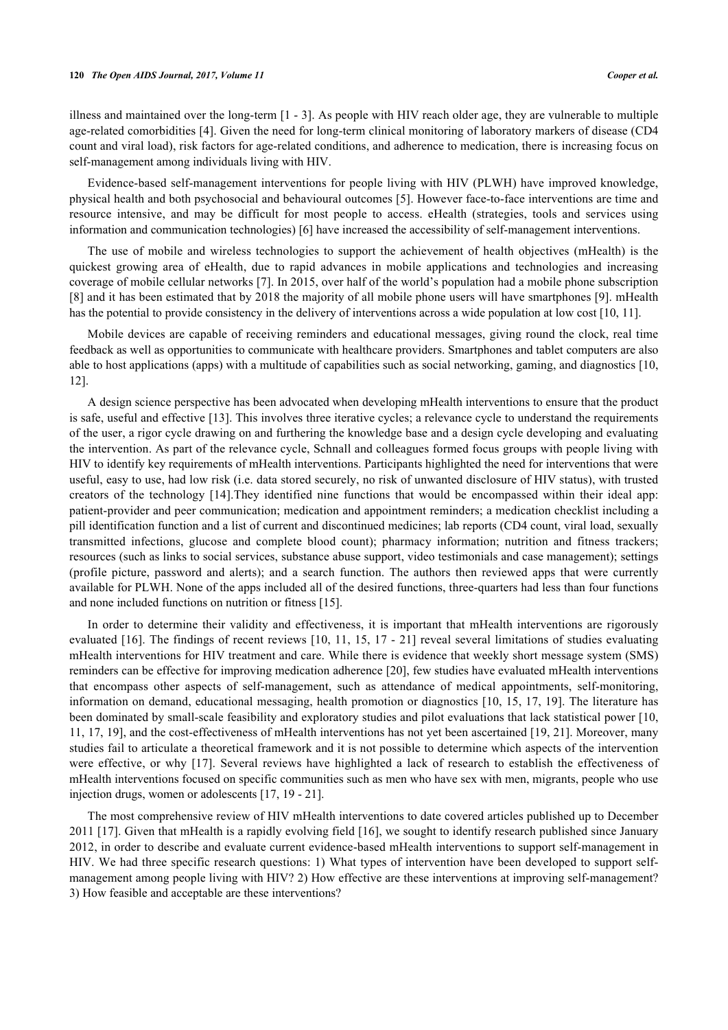illness and maintained over the long-term [1 - 3]. As people with HIV reach older age, they are vulnerable to multiple age-related comorbidities [4]. Given the need for long-term clinical monitoring of laboratory markers of disease (CD4 count and viral load), risk factors for age-related conditions, and adherence to medication, there is increasing focus on self-management among individuals living with HIV.

Evidence-based self-management interventions for people living with HIV (PLWH) have improved knowledge, physical health and both psychosocial and behavioural outcomes [5]. However face-to-face interventions are time and resource intensive, and may be difficult for most people to access. eHealth (strategies, tools and services using information and communication technologies) [6] have increased the accessibility of self-management interventions.

The use of mobile and wireless technologies to support the achievement of health objectives (mHealth) is the quickest growing area of eHealth, due to rapid advances in mobile applications and technologies and increasing coverage of mobile cellular networks [7]. In 2015, over half of the world's population had a mobile phone subscription [8] and it has been estimated that by 2018 the majority of all mobile phone users will have smartphones [9]. mHealth has the potential to provide consistency in the delivery of interventions across a wide population at low cost [10, 11].

Mobile devices are capable of receiving reminders and educational messages, giving round the clock, real time feedback as well as opportunities to communicate with healthcare providers. Smartphones and tablet computers are also able to host applications (apps) with a multitude of capabilities such as social networking, gaming, and diagnostics [10, 12].

A design science perspective has been advocated when developing mHealth interventions to ensure that the product is safe, useful and effective [13]. This involves three iterative cycles; a relevance cycle to understand the requirements of the user, a rigor cycle drawing on and furthering the knowledge base and a design cycle developing and evaluating the intervention. As part of the relevance cycle, Schnall and colleagues formed focus groups with people living with HIV to identify key requirements of mHealth interventions. Participants highlighted the need for interventions that were useful, easy to use, had low risk (i.e. data stored securely, no risk of unwanted disclosure of HIV status), with trusted creators of the technology [14].They identified nine functions that would be encompassed within their ideal app: patient-provider and peer communication; medication and appointment reminders; a medication checklist including a pill identification function and a list of current and discontinued medicines; lab reports (CD4 count, viral load, sexually transmitted infections, glucose and complete blood count); pharmacy information; nutrition and fitness trackers; resources (such as links to social services, substance abuse support, video testimonials and case management); settings (profile picture, password and alerts); and a search function. The authors then reviewed apps that were currently available for PLWH. None of the apps included all of the desired functions, three-quarters had less than four functions and none included functions on nutrition or fitness [15].

In order to determine their validity and effectiveness, it is important that mHealth interventions are rigorously evaluated [16]. The findings of recent reviews [10, 11, 15, 17 - 21] reveal several limitations of studies evaluating mHealth interventions for HIV treatment and care. While there is evidence that weekly short message system (SMS) reminders can be effective for improving medication adherence [20], few studies have evaluated mHealth interventions that encompass other aspects of self-management, such as attendance of medical appointments, self-monitoring, information on demand, educational messaging, health promotion or diagnostics [10, 15, 17, 19]. The literature has been dominated by small-scale feasibility and exploratory studies and pilot evaluations that lack statistical power [10, 11, 17, 19], and the cost-effectiveness of mHealth interventions has not yet been ascertained [19, 21]. Moreover, many studies fail to articulate a theoretical framework and it is not possible to determine which aspects of the intervention were effective, or why [17]. Several reviews have highlighted a lack of research to establish the effectiveness of mHealth interventions focused on specific communities such as men who have sex with men, migrants, people who use injection drugs, women or adolescents [17, 19 - 21].

The most comprehensive review of HIV mHealth interventions to date covered articles published up to December 2011 [17]. Given that mHealth is a rapidly evolving field [16], we sought to identify research published since January 2012, in order to describe and evaluate current evidence-based mHealth interventions to support self-management in HIV. We had three specific research questions: 1) What types of intervention have been developed to support self-management among people living with HIV? 2) How effective are these interventions at improving self-management? 3) How feasible and acceptable are these interventions?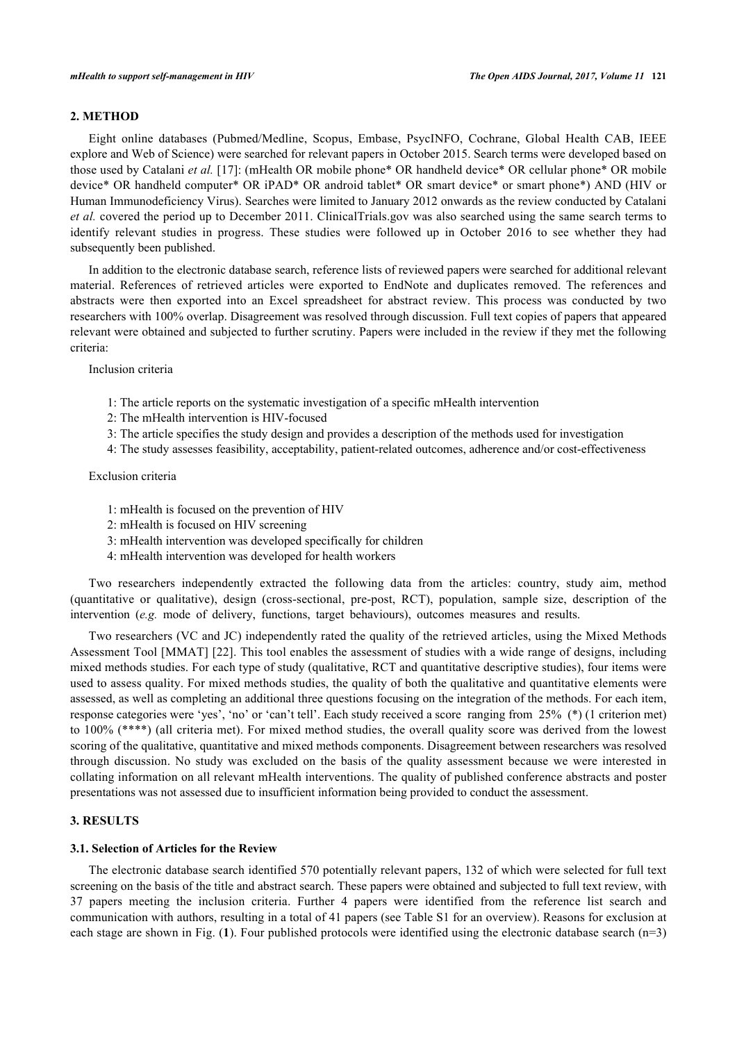## 2. METHOD

Eight online databases (Pubmed/Medline, Scopus, Embase, PsycINFO, Cochrane, Global Health CAB, IEEE explore and Web of Science) were searched for relevant papers in October 2015. Search terms were developed based on those used by Catalani *et al.* [17]: (mHealth OR mobile phone* OR handheld device* OR cellular phone* OR mobile device* OR handheld computer* OR iPAD* OR android tablet* OR smart device* or smart phone*) AND (HIV or Human Immunodeficiency Virus). Searches were limited to January 2012 onwards as the review conducted by Catalani *et al.* covered the period up to December 2011. ClinicalTrials.gov was also searched using the same search terms to identify relevant studies in progress. These studies were followed up in October 2016 to see whether they had subsequently been published.

In addition to the electronic database search, reference lists of reviewed papers were searched for additional relevant material. References of retrieved articles were exported to EndNote and duplicates removed. The references and abstracts were then exported into an Excel spreadsheet for abstract review. This process was conducted by two researchers with 100% overlap. Disagreement was resolved through discussion. Full text copies of papers that appeared relevant were obtained and subjected to further scrutiny. Papers were included in the review if they met the following criteria:

Inclusion criteria

1: The article reports on the systematic investigation of a specific mHealth intervention
2: The mHealth intervention is HIV-focused
3: The article specifies the study design and provides a description of the methods used for investigation
4: The study assesses feasibility, acceptability, patient-related outcomes, adherence and/or cost-effectiveness

Exclusion criteria

1: mHealth is focused on the prevention of HIV
2: mHealth is focused on HIV screening
3: mHealth intervention was developed specifically for children
4: mHealth intervention was developed for health workers

Two researchers independently extracted the following data from the articles: country, study aim, method (quantitative or qualitative), design (cross-sectional, pre-post, RCT), population, sample size, description of the intervention (*e.g.* mode of delivery, functions, target behaviours), outcomes measures and results.

Two researchers (VC and JC) independently rated the quality of the retrieved articles, using the Mixed Methods Assessment Tool [MMAT] [22]. This tool enables the assessment of studies with a wide range of designs, including mixed methods studies. For each type of study (qualitative, RCT and quantitative descriptive studies), four items were used to assess quality. For mixed methods studies, the quality of both the qualitative and quantitative elements were assessed, as well as completing an additional three questions focusing on the integration of the methods. For each item, response categories were 'yes', 'no' or 'can't tell'. Each study received a score ranging from 25% (*) (1 criterion met) to 100% (****) (all criteria met). For mixed method studies, the overall quality score was derived from the lowest scoring of the qualitative, quantitative and mixed methods components. Disagreement between researchers was resolved through discussion. No study was excluded on the basis of the quality assessment because we were interested in collating information on all relevant mHealth interventions. The quality of published conference abstracts and poster presentations was not assessed due to insufficient information being provided to conduct the assessment.

## 3. RESULTS

### 3.1. Selection of Articles for the Review

The electronic database search identified 570 potentially relevant papers, 132 of which were selected for full text screening on the basis of the title and abstract search. These papers were obtained and subjected to full text review, with 37 papers meeting the inclusion criteria. Further 4 papers were identified from the reference list search and communication with authors, resulting in a total of 41 papers (see Table S1 for an overview). Reasons for exclusion at each stage are shown in Fig. (**1**). Four published protocols were identified using the electronic database search (n=3)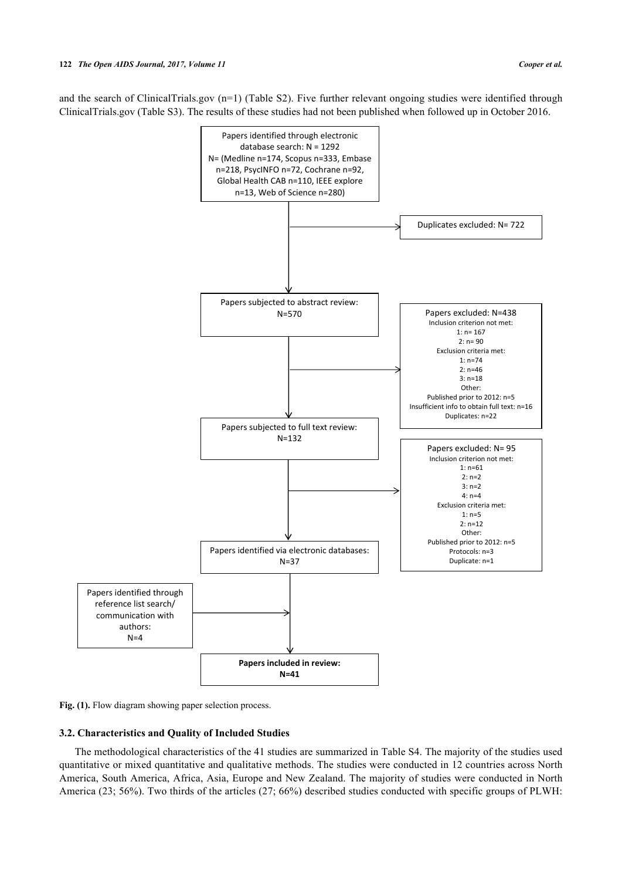and the search of ClinicalTrials.gov (n=1) (Table S2). Five further relevant ongoing studies were identified through ClinicalTrials.gov (Table S3). The results of these studies had not been published when followed up in October 2016.

Papers identified through electronic database search: N = 1292
N= (Medline n=174, Scopus n=333, Embase n=218, PsycINFO n=72, Cochrane n=92, Global Health CAB n=110, IEEE explore n=13, Web of Science n=280)

Duplicates excluded: N= 722

Papers subjected to abstract review: N=570

Papers excluded: N=438
Inclusion criterion not met:
1: n= 167
2: n= 90
Exclusion criteria met:
1: n=74
2: n=46
3: n=18
Other:
Published prior to 2012: n=5
Insufficient info to obtain full text: n=16
Duplicates: n=22

Papers subjected to full text review: N=132

Papers excluded: N= 95
Inclusion criterion not met:
1: n=61
2: n=2
3: n=2
4: n=4
Exclusion criteria met:
1: n=5
2: n=12
Other:
Published prior to 2012: n=5
Protocols: n=3
Duplicate: n=1

Papers identified via electronic databases: N=37

Papers identified through reference list search/ communication with authors: N=4

**Papers included in review: N=41**

**Fig. (1).** Flow diagram showing paper selection process.

### 3.2. Characteristics and Quality of Included Studies

The methodological characteristics of the 41 studies are summarized in Table S4. The majority of the studies used quantitative or mixed quantitative and qualitative methods. The studies were conducted in 12 countries across North America, South America, Africa, Asia, Europe and New Zealand. The majority of studies were conducted in North America (23; 56%). Two thirds of the articles (27; 66%) described studies conducted with specific groups of PLWH: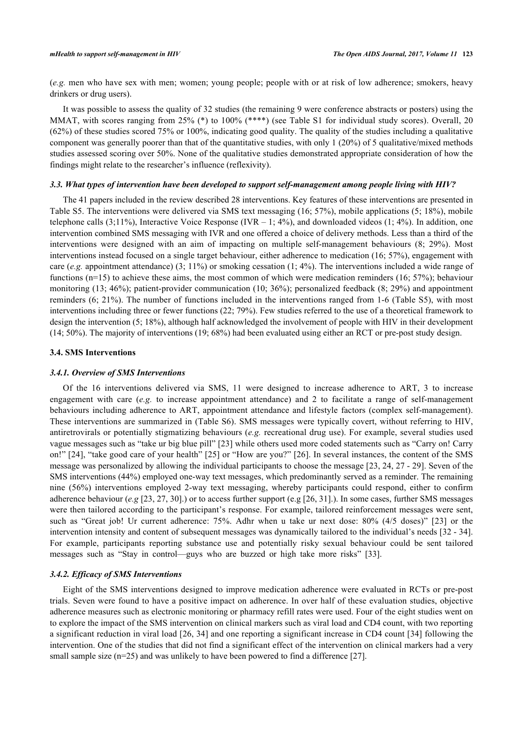(*e.g.* men who have sex with men; women; young people; people with or at risk of low adherence; smokers, heavy drinkers or drug users).

It was possible to assess the quality of 32 studies (the remaining 9 were conference abstracts or posters) using the MMAT, with scores ranging from 25% (*) to 100% (****) (see Table S1 for individual study scores). Overall, 20 (62%) of these studies scored 75% or 100%, indicating good quality. The quality of the studies including a qualitative component was generally poorer than that of the quantitative studies, with only 1 (20%) of 5 qualitative/mixed methods studies assessed scoring over 50%. None of the qualitative studies demonstrated appropriate consideration of how the findings might relate to the researcher's influence (reflexivity).

### *3.3. What types of intervention have been developed to support self-management among people living with HIV?*

The 41 papers included in the review described 28 interventions. Key features of these interventions are presented in Table S5. The interventions were delivered via SMS text messaging (16; 57%), mobile applications (5; 18%), mobile telephone calls (3;11%), Interactive Voice Response (IVR – 1; 4%), and downloaded videos (1; 4%). In addition, one intervention combined SMS messaging with IVR and one offered a choice of delivery methods. Less than a third of the interventions were designed with an aim of impacting on multiple self-management behaviours (8; 29%). Most interventions instead focused on a single target behaviour, either adherence to medication (16; 57%), engagement with care (*e.g.* appointment attendance) (3; 11%) or smoking cessation (1; 4%). The interventions included a wide range of functions (n=15) to achieve these aims, the most common of which were medication reminders (16; 57%); behaviour monitoring (13; 46%); patient-provider communication (10; 36%); personalized feedback (8; 29%) and appointment reminders (6; 21%). The number of functions included in the interventions ranged from 1-6 (Table S5), with most interventions including three or fewer functions (22; 79%). Few studies referred to the use of a theoretical framework to design the intervention (5; 18%), although half acknowledged the involvement of people with HIV in their development (14; 50%). The majority of interventions (19; 68%) had been evaluated using either an RCT or pre-post study design.

### 3.4. SMS Interventions

#### *3.4.1. Overview of SMS Interventions*

Of the 16 interventions delivered via SMS, 11 were designed to increase adherence to ART, 3 to increase engagement with care (*e.g.* to increase appointment attendance) and 2 to facilitate a range of self-management behaviours including adherence to ART, appointment attendance and lifestyle factors (complex self-management). These interventions are summarized in (Table S6). SMS messages were typically covert, without referring to HIV, antiretrovirals or potentially stigmatizing behaviours (*e.g.* recreational drug use). For example, several studies used vague messages such as "take ur big blue pill" [23] while others used more coded statements such as "Carry on! Carry on!" [24], "take good care of your health" [25] or "How are you?" [26]. In several instances, the content of the SMS message was personalized by allowing the individual participants to choose the message [23, 24, 27 - 29]. Seven of the SMS interventions (44%) employed one-way text messages, which predominantly served as a reminder. The remaining nine (56%) interventions employed 2-way text messaging, whereby participants could respond, either to confirm adherence behaviour (*e.g* [23, 27, 30].) or to access further support (e.g [26, 31].). In some cases, further SMS messages were then tailored according to the participant's response. For example, tailored reinforcement messages were sent, such as "Great job! Ur current adherence: 75%. Adhr when u take ur next dose: 80% (4/5 doses)" [23] or the intervention intensity and content of subsequent messages was dynamically tailored to the individual's needs [32 - 34]. For example, participants reporting substance use and potentially risky sexual behaviour could be sent tailored messages such as "Stay in control—guys who are buzzed or high take more risks" [33].

#### *3.4.2. Efficacy of SMS Interventions*

Eight of the SMS interventions designed to improve medication adherence were evaluated in RCTs or pre-post trials. Seven were found to have a positive impact on adherence. In over half of these evaluation studies, objective adherence measures such as electronic monitoring or pharmacy refill rates were used. Four of the eight studies went on to explore the impact of the SMS intervention on clinical markers such as viral load and CD4 count, with two reporting a significant reduction in viral load [26, 34] and one reporting a significant increase in CD4 count [34] following the intervention. One of the studies that did not find a significant effect of the intervention on clinical markers had a very small sample size (n=25) and was unlikely to have been powered to find a difference [27].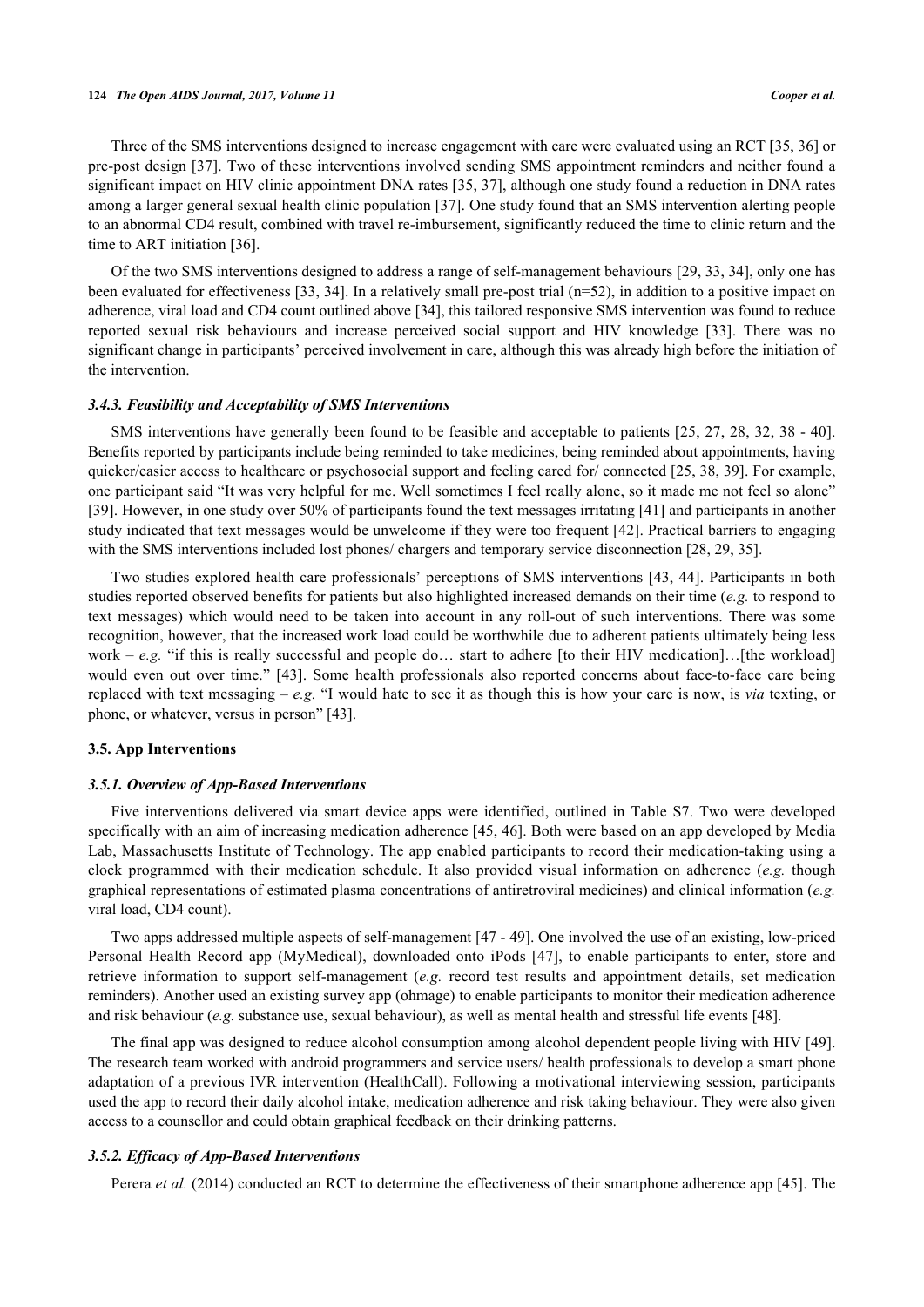Three of the SMS interventions designed to increase engagement with care were evaluated using an RCT [35, 36] or pre-post design [37]. Two of these interventions involved sending SMS appointment reminders and neither found a significant impact on HIV clinic appointment DNA rates [35, 37], although one study found a reduction in DNA rates among a larger general sexual health clinic population [37]. One study found that an SMS intervention alerting people to an abnormal CD4 result, combined with travel re-imbursement, significantly reduced the time to clinic return and the time to ART initiation [36].

Of the two SMS interventions designed to address a range of self-management behaviours [29, 33, 34], only one has been evaluated for effectiveness [33, 34]. In a relatively small pre-post trial (n=52), in addition to a positive impact on adherence, viral load and CD4 count outlined above [34], this tailored responsive SMS intervention was found to reduce reported sexual risk behaviours and increase perceived social support and HIV knowledge [33]. There was no significant change in participants' perceived involvement in care, although this was already high before the initiation of the intervention.

#### *3.4.3. Feasibility and Acceptability of SMS Interventions*

SMS interventions have generally been found to be feasible and acceptable to patients [25, 27, 28, 32, 38 - 40]. Benefits reported by participants include being reminded to take medicines, being reminded about appointments, having quicker/easier access to healthcare or psychosocial support and feeling cared for/ connected [25, 38, 39]. For example, one participant said "It was very helpful for me. Well sometimes I feel really alone, so it made me not feel so alone" [39]. However, in one study over 50% of participants found the text messages irritating [41] and participants in another study indicated that text messages would be unwelcome if they were too frequent [42]. Practical barriers to engaging with the SMS interventions included lost phones/ chargers and temporary service disconnection [28, 29, 35].

Two studies explored health care professionals' perceptions of SMS interventions [43, 44]. Participants in both studies reported observed benefits for patients but also highlighted increased demands on their time (*e.g.* to respond to text messages) which would need to be taken into account in any roll-out of such interventions. There was some recognition, however, that the increased work load could be worthwhile due to adherent patients ultimately being less work – *e.g.* "if this is really successful and people do… start to adhere [to their HIV medication]…[the workload] would even out over time." [43]. Some health professionals also reported concerns about face-to-face care being replaced with text messaging – *e.g.* "I would hate to see it as though this is how your care is now, is *via* texting, or phone, or whatever, versus in person" [43].

### 3.5. App Interventions

#### *3.5.1. Overview of App-Based Interventions*

Five interventions delivered via smart device apps were identified, outlined in Table S7. Two were developed specifically with an aim of increasing medication adherence [45, 46]. Both were based on an app developed by Media Lab, Massachusetts Institute of Technology. The app enabled participants to record their medication-taking using a clock programmed with their medication schedule. It also provided visual information on adherence (*e.g.* though graphical representations of estimated plasma concentrations of antiretroviral medicines) and clinical information (*e.g.* viral load, CD4 count).

Two apps addressed multiple aspects of self-management [47 - 49]. One involved the use of an existing, low-priced Personal Health Record app (MyMedical), downloaded onto iPods [47], to enable participants to enter, store and retrieve information to support self-management (*e.g.* record test results and appointment details, set medication reminders). Another used an existing survey app (ohmage) to enable participants to monitor their medication adherence and risk behaviour (*e.g.* substance use, sexual behaviour), as well as mental health and stressful life events [48].

The final app was designed to reduce alcohol consumption among alcohol dependent people living with HIV [49]. The research team worked with android programmers and service users/ health professionals to develop a smart phone adaptation of a previous IVR intervention (HealthCall). Following a motivational interviewing session, participants used the app to record their daily alcohol intake, medication adherence and risk taking behaviour. They were also given access to a counsellor and could obtain graphical feedback on their drinking patterns.

#### *3.5.2. Efficacy of App-Based Interventions*

Perera *et al.* (2014) conducted an RCT to determine the effectiveness of their smartphone adherence app [45]. The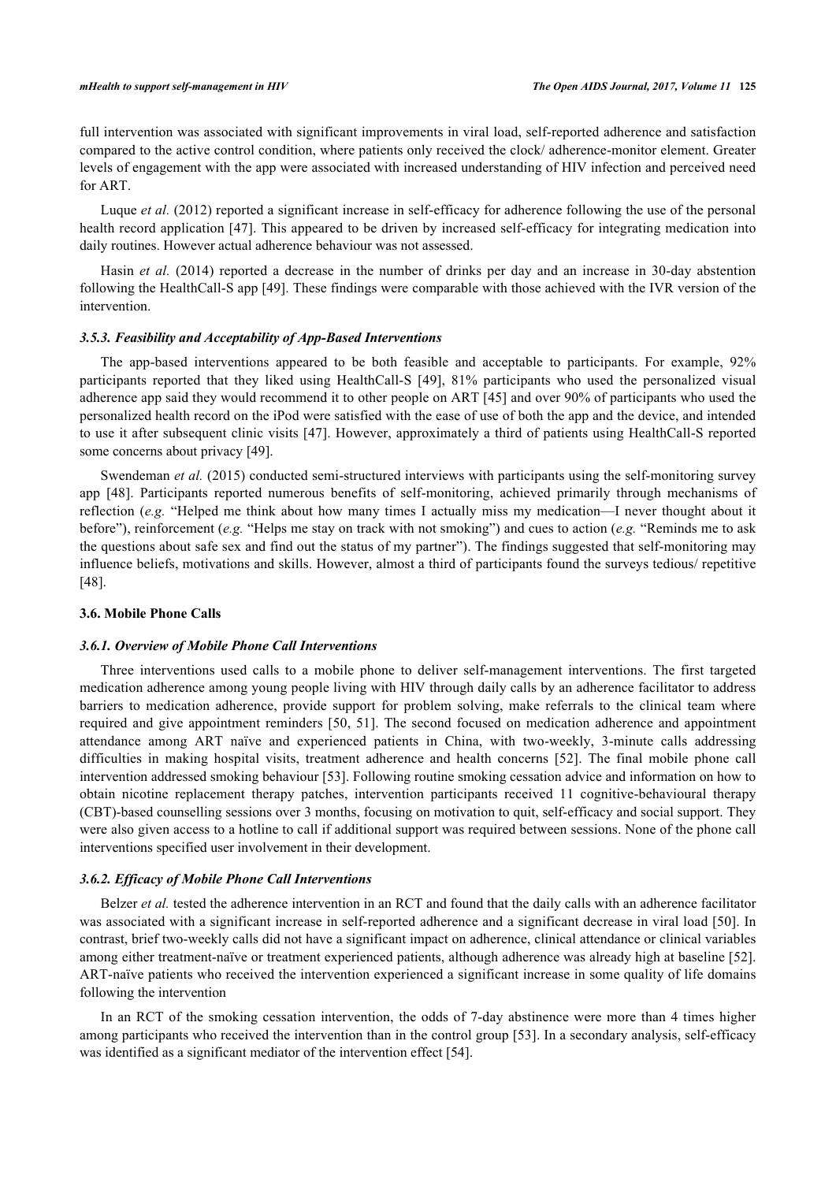full intervention was associated with significant improvements in viral load, self-reported adherence and satisfaction compared to the active control condition, where patients only received the clock/ adherence-monitor element. Greater levels of engagement with the app were associated with increased understanding of HIV infection and perceived need for ART.

Luque *et al.* (2012) reported a significant increase in self-efficacy for adherence following the use of the personal health record application [47]. This appeared to be driven by increased self-efficacy for integrating medication into daily routines. However actual adherence behaviour was not assessed.

Hasin *et al.* (2014) reported a decrease in the number of drinks per day and an increase in 30-day abstention following the HealthCall-S app [49]. These findings were comparable with those achieved with the IVR version of the intervention.

#### *3.5.3. Feasibility and Acceptability of App-Based Interventions*

The app-based interventions appeared to be both feasible and acceptable to participants. For example, 92% participants reported that they liked using HealthCall-S [49], 81% participants who used the personalized visual adherence app said they would recommend it to other people on ART [45] and over 90% of participants who used the personalized health record on the iPod were satisfied with the ease of use of both the app and the device, and intended to use it after subsequent clinic visits [47]. However, approximately a third of patients using HealthCall-S reported some concerns about privacy [49].

Swendeman *et al.* (2015) conducted semi-structured interviews with participants using the self-monitoring survey app [48]. Participants reported numerous benefits of self-monitoring, achieved primarily through mechanisms of reflection (*e.g.* "Helped me think about how many times I actually miss my medication—I never thought about it before"), reinforcement (*e.g.* "Helps me stay on track with not smoking") and cues to action (*e.g.* "Reminds me to ask the questions about safe sex and find out the status of my partner"). The findings suggested that self-monitoring may influence beliefs, motivations and skills. However, almost a third of participants found the surveys tedious/ repetitive [48].

### 3.6. Mobile Phone Calls

#### *3.6.1. Overview of Mobile Phone Call Interventions*

Three interventions used calls to a mobile phone to deliver self-management interventions. The first targeted medication adherence among young people living with HIV through daily calls by an adherence facilitator to address barriers to medication adherence, provide support for problem solving, make referrals to the clinical team where required and give appointment reminders [50, 51]. The second focused on medication adherence and appointment attendance among ART naïve and experienced patients in China, with two-weekly, 3-minute calls addressing difficulties in making hospital visits, treatment adherence and health concerns [52]. The final mobile phone call intervention addressed smoking behaviour [53]. Following routine smoking cessation advice and information on how to obtain nicotine replacement therapy patches, intervention participants received 11 cognitive-behavioural therapy (CBT)-based counselling sessions over 3 months, focusing on motivation to quit, self-efficacy and social support. They were also given access to a hotline to call if additional support was required between sessions. None of the phone call interventions specified user involvement in their development.

#### *3.6.2. Efficacy of Mobile Phone Call Interventions*

Belzer *et al.* tested the adherence intervention in an RCT and found that the daily calls with an adherence facilitator was associated with a significant increase in self-reported adherence and a significant decrease in viral load [50]. In contrast, brief two-weekly calls did not have a significant impact on adherence, clinical attendance or clinical variables among either treatment-naïve or treatment experienced patients, although adherence was already high at baseline [52]. ART-naïve patients who received the intervention experienced a significant increase in some quality of life domains following the intervention

In an RCT of the smoking cessation intervention, the odds of 7-day abstinence were more than 4 times higher among participants who received the intervention than in the control group [53]. In a secondary analysis, self-efficacy was identified as a significant mediator of the intervention effect [54].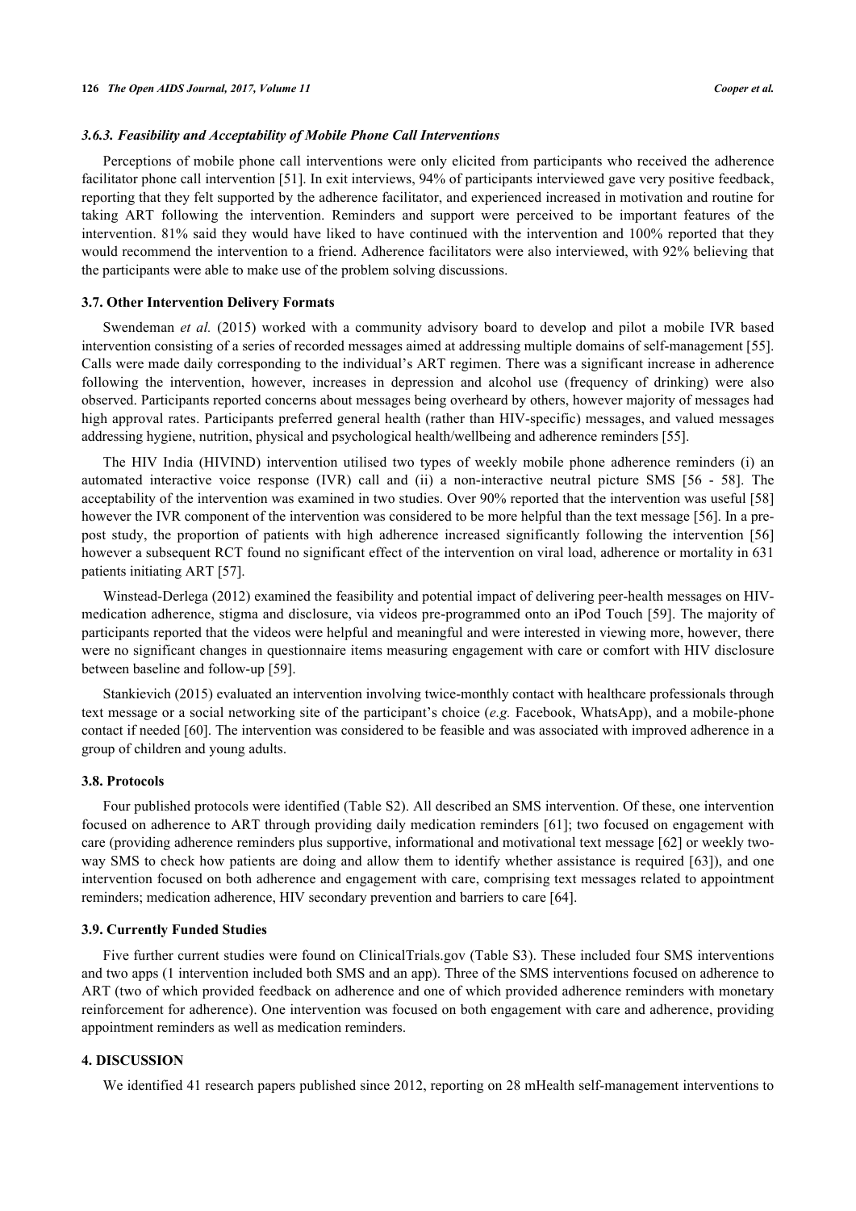### *3.6.3. Feasibility and Acceptability of Mobile Phone Call Interventions*

Perceptions of mobile phone call interventions were only elicited from participants who received the adherence facilitator phone call intervention [51]. In exit interviews, 94% of participants interviewed gave very positive feedback, reporting that they felt supported by the adherence facilitator, and experienced increased in motivation and routine for taking ART following the intervention. Reminders and support were perceived to be important features of the intervention. 81% said they would have liked to have continued with the intervention and 100% reported that they would recommend the intervention to a friend. Adherence facilitators were also interviewed, with 92% believing that the participants were able to make use of the problem solving discussions.

### 3.7. Other Intervention Delivery Formats

Swendeman *et al.* (2015) worked with a community advisory board to develop and pilot a mobile IVR based intervention consisting of a series of recorded messages aimed at addressing multiple domains of self-management [55]. Calls were made daily corresponding to the individual's ART regimen. There was a significant increase in adherence following the intervention, however, increases in depression and alcohol use (frequency of drinking) were also observed. Participants reported concerns about messages being overheard by others, however majority of messages had high approval rates. Participants preferred general health (rather than HIV-specific) messages, and valued messages addressing hygiene, nutrition, physical and psychological health/wellbeing and adherence reminders [55].

The HIV India (HIVIND) intervention utilised two types of weekly mobile phone adherence reminders (i) an automated interactive voice response (IVR) call and (ii) a non-interactive neutral picture SMS [56 - 58]. The acceptability of the intervention was examined in two studies. Over 90% reported that the intervention was useful [58] however the IVR component of the intervention was considered to be more helpful than the text message [56]. In a pre-post study, the proportion of patients with high adherence increased significantly following the intervention [56] however a subsequent RCT found no significant effect of the intervention on viral load, adherence or mortality in 631 patients initiating ART [57].

Winstead-Derlega (2012) examined the feasibility and potential impact of delivering peer-health messages on HIV-medication adherence, stigma and disclosure, via videos pre-programmed onto an iPod Touch [59]. The majority of participants reported that the videos were helpful and meaningful and were interested in viewing more, however, there were no significant changes in questionnaire items measuring engagement with care or comfort with HIV disclosure between baseline and follow-up [59].

Stankievich (2015) evaluated an intervention involving twice-monthly contact with healthcare professionals through text message or a social networking site of the participant's choice (*e.g.* Facebook, WhatsApp), and a mobile-phone contact if needed [60]. The intervention was considered to be feasible and was associated with improved adherence in a group of children and young adults.

### 3.8. Protocols

Four published protocols were identified (Table S2). All described an SMS intervention. Of these, one intervention focused on adherence to ART through providing daily medication reminders [61]; two focused on engagement with care (providing adherence reminders plus supportive, informational and motivational text message [62] or weekly two-way SMS to check how patients are doing and allow them to identify whether assistance is required [63]), and one intervention focused on both adherence and engagement with care, comprising text messages related to appointment reminders; medication adherence, HIV secondary prevention and barriers to care [64].

### 3.9. Currently Funded Studies

Five further current studies were found on ClinicalTrials.gov (Table S3). These included four SMS interventions and two apps (1 intervention included both SMS and an app). Three of the SMS interventions focused on adherence to ART (two of which provided feedback on adherence and one of which provided adherence reminders with monetary reinforcement for adherence). One intervention was focused on both engagement with care and adherence, providing appointment reminders as well as medication reminders.

## 4. DISCUSSION

We identified 41 research papers published since 2012, reporting on 28 mHealth self-management interventions to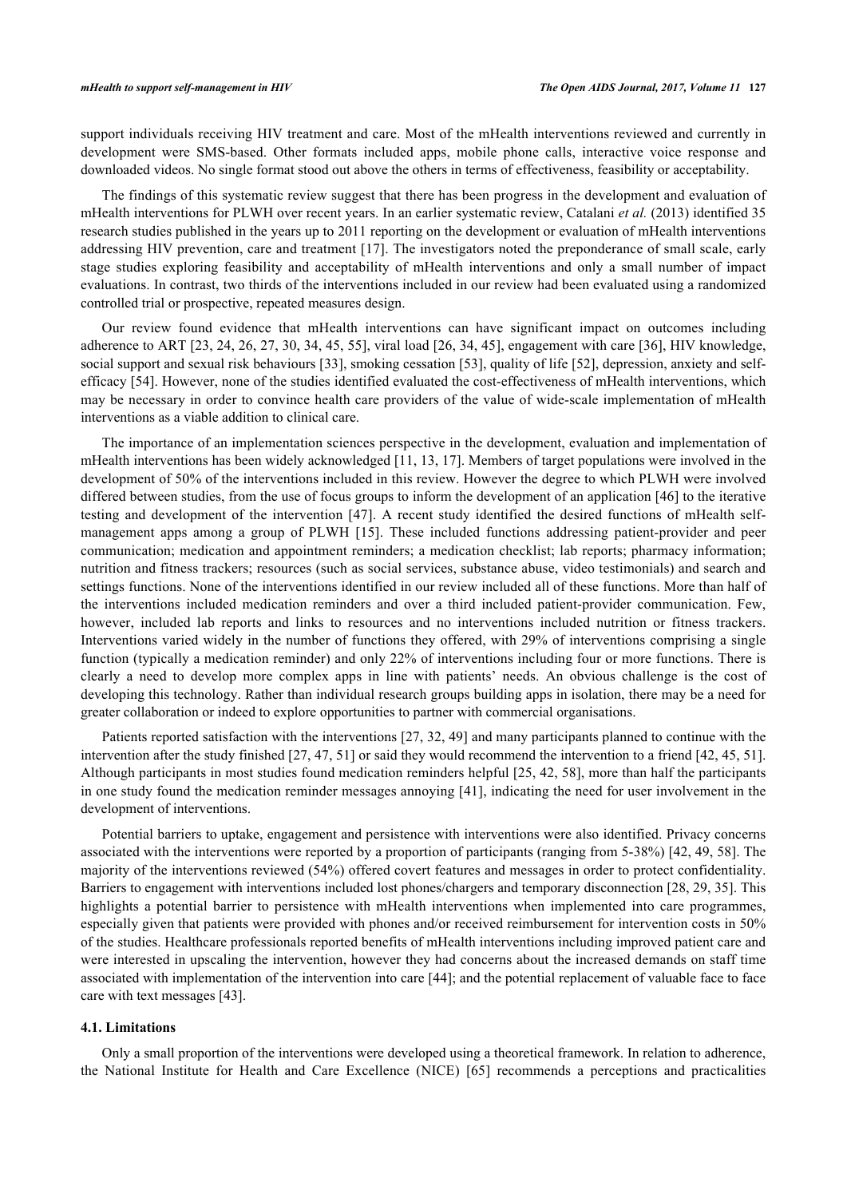support individuals receiving HIV treatment and care. Most of the mHealth interventions reviewed and currently in development were SMS-based. Other formats included apps, mobile phone calls, interactive voice response and downloaded videos. No single format stood out above the others in terms of effectiveness, feasibility or acceptability.

The findings of this systematic review suggest that there has been progress in the development and evaluation of mHealth interventions for PLWH over recent years. In an earlier systematic review, Catalani *et al.* (2013) identified 35 research studies published in the years up to 2011 reporting on the development or evaluation of mHealth interventions addressing HIV prevention, care and treatment [17]. The investigators noted the preponderance of small scale, early stage studies exploring feasibility and acceptability of mHealth interventions and only a small number of impact evaluations. In contrast, two thirds of the interventions included in our review had been evaluated using a randomized controlled trial or prospective, repeated measures design.

Our review found evidence that mHealth interventions can have significant impact on outcomes including adherence to ART [23, 24, 26, 27, 30, 34, 45, 55], viral load [26, 34, 45], engagement with care [36], HIV knowledge, social support and sexual risk behaviours [33], smoking cessation [53], quality of life [52], depression, anxiety and self-efficacy [54]. However, none of the studies identified evaluated the cost-effectiveness of mHealth interventions, which may be necessary in order to convince health care providers of the value of wide-scale implementation of mHealth interventions as a viable addition to clinical care.

The importance of an implementation sciences perspective in the development, evaluation and implementation of mHealth interventions has been widely acknowledged [11, 13, 17]. Members of target populations were involved in the development of 50% of the interventions included in this review. However the degree to which PLWH were involved differed between studies, from the use of focus groups to inform the development of an application [46] to the iterative testing and development of the intervention [47]. A recent study identified the desired functions of mHealth self-management apps among a group of PLWH [15]. These included functions addressing patient-provider and peer communication; medication and appointment reminders; a medication checklist; lab reports; pharmacy information; nutrition and fitness trackers; resources (such as social services, substance abuse, video testimonials) and search and settings functions. None of the interventions identified in our review included all of these functions. More than half of the interventions included medication reminders and over a third included patient-provider communication. Few, however, included lab reports and links to resources and no interventions included nutrition or fitness trackers. Interventions varied widely in the number of functions they offered, with 29% of interventions comprising a single function (typically a medication reminder) and only 22% of interventions including four or more functions. There is clearly a need to develop more complex apps in line with patients' needs. An obvious challenge is the cost of developing this technology. Rather than individual research groups building apps in isolation, there may be a need for greater collaboration or indeed to explore opportunities to partner with commercial organisations.

Patients reported satisfaction with the interventions [27, 32, 49] and many participants planned to continue with the intervention after the study finished [27, 47, 51] or said they would recommend the intervention to a friend [42, 45, 51]. Although participants in most studies found medication reminders helpful [25, 42, 58], more than half the participants in one study found the medication reminder messages annoying [41], indicating the need for user involvement in the development of interventions.

Potential barriers to uptake, engagement and persistence with interventions were also identified. Privacy concerns associated with the interventions were reported by a proportion of participants (ranging from 5-38%) [42, 49, 58]. The majority of the interventions reviewed (54%) offered covert features and messages in order to protect confidentiality. Barriers to engagement with interventions included lost phones/chargers and temporary disconnection [28, 29, 35]. This highlights a potential barrier to persistence with mHealth interventions when implemented into care programmes, especially given that patients were provided with phones and/or received reimbursement for intervention costs in 50% of the studies. Healthcare professionals reported benefits of mHealth interventions including improved patient care and were interested in upscaling the intervention, however they had concerns about the increased demands on staff time associated with implementation of the intervention into care [44]; and the potential replacement of valuable face to face care with text messages [43].

### 4.1. Limitations

Only a small proportion of the interventions were developed using a theoretical framework. In relation to adherence, the National Institute for Health and Care Excellence (NICE) [65] recommends a perceptions and practicalities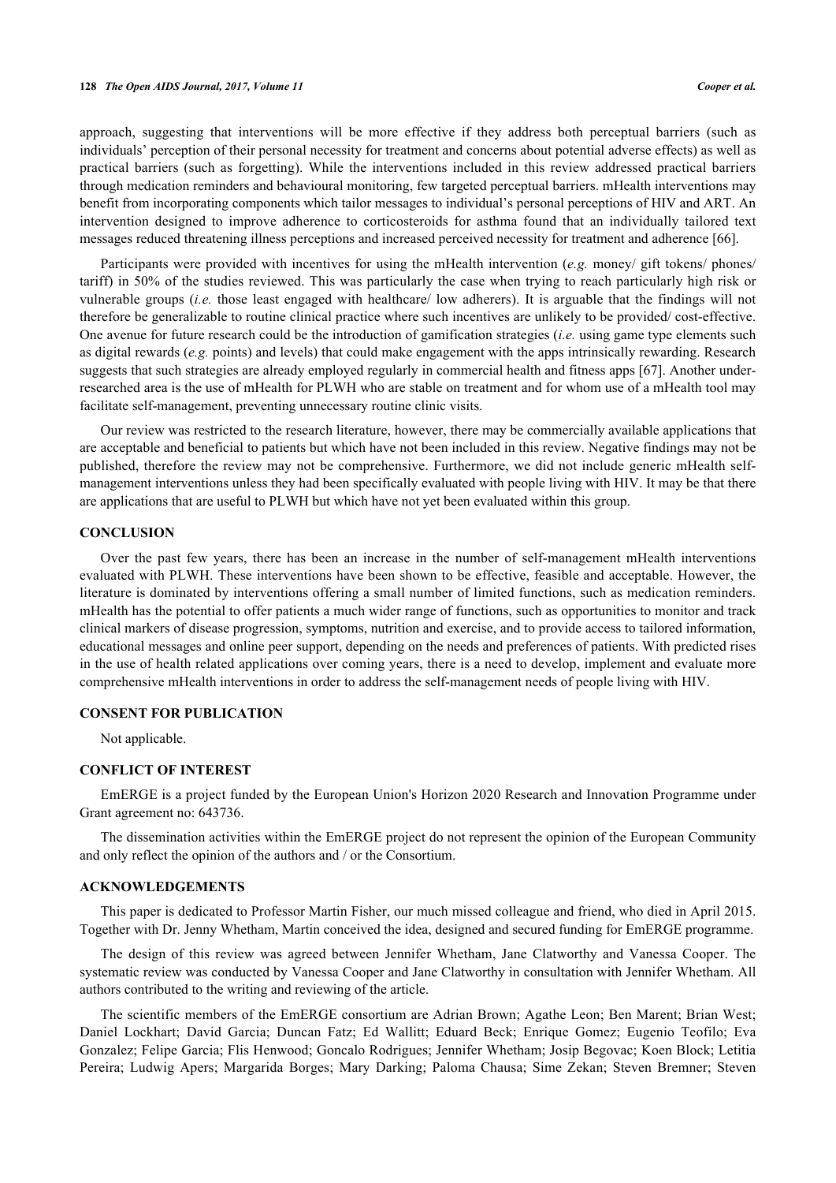approach, suggesting that interventions will be more effective if they address both perceptual barriers (such as individuals' perception of their personal necessity for treatment and concerns about potential adverse effects) as well as practical barriers (such as forgetting). While the interventions included in this review addressed practical barriers through medication reminders and behavioural monitoring, few targeted perceptual barriers. mHealth interventions may benefit from incorporating components which tailor messages to individual's personal perceptions of HIV and ART. An intervention designed to improve adherence to corticosteroids for asthma found that an individually tailored text messages reduced threatening illness perceptions and increased perceived necessity for treatment and adherence [66].

Participants were provided with incentives for using the mHealth intervention (*e.g.* money/ gift tokens/ phones/ tariff) in 50% of the studies reviewed. This was particularly the case when trying to reach particularly high risk or vulnerable groups (*i.e.* those least engaged with healthcare/ low adherers). It is arguable that the findings will not therefore be generalizable to routine clinical practice where such incentives are unlikely to be provided/ cost-effective. One avenue for future research could be the introduction of gamification strategies (*i.e.* using game type elements such as digital rewards (*e.g.* points) and levels) that could make engagement with the apps intrinsically rewarding. Research suggests that such strategies are already employed regularly in commercial health and fitness apps [67]. Another under-researched area is the use of mHealth for PLWH who are stable on treatment and for whom use of a mHealth tool may facilitate self-management, preventing unnecessary routine clinic visits.

Our review was restricted to the research literature, however, there may be commercially available applications that are acceptable and beneficial to patients but which have not been included in this review. Negative findings may not be published, therefore the review may not be comprehensive. Furthermore, we did not include generic mHealth self-management interventions unless they had been specifically evaluated with people living with HIV. It may be that there are applications that are useful to PLWH but which have not yet been evaluated within this group.

## CONCLUSION

Over the past few years, there has been an increase in the number of self-management mHealth interventions evaluated with PLWH. These interventions have been shown to be effective, feasible and acceptable. However, the literature is dominated by interventions offering a small number of limited functions, such as medication reminders. mHealth has the potential to offer patients a much wider range of functions, such as opportunities to monitor and track clinical markers of disease progression, symptoms, nutrition and exercise, and to provide access to tailored information, educational messages and online peer support, depending on the needs and preferences of patients. With predicted rises in the use of health related applications over coming years, there is a need to develop, implement and evaluate more comprehensive mHealth interventions in order to address the self-management needs of people living with HIV.

## CONSENT FOR PUBLICATION

Not applicable.

## CONFLICT OF INTEREST

EmERGE is a project funded by the European Union's Horizon 2020 Research and Innovation Programme under Grant agreement no: 643736.

The dissemination activities within the EmERGE project do not represent the opinion of the European Community and only reflect the opinion of the authors and / or the Consortium.

## ACKNOWLEDGEMENTS

This paper is dedicated to Professor Martin Fisher, our much missed colleague and friend, who died in April 2015. Together with Dr. Jenny Whetham, Martin conceived the idea, designed and secured funding for EmERGE programme.

The design of this review was agreed between Jennifer Whetham, Jane Clatworthy and Vanessa Cooper. The systematic review was conducted by Vanessa Cooper and Jane Clatworthy in consultation with Jennifer Whetham. All authors contributed to the writing and reviewing of the article.

The scientific members of the EmERGE consortium are Adrian Brown; Agathe Leon; Ben Marent; Brian West; Daniel Lockhart; David Garcia; Duncan Fatz; Ed Wallitt; Eduard Beck; Enrique Gomez; Eugenio Teofilo; Eva Gonzalez; Felipe Garcia; Flis Henwood; Goncalo Rodrigues; Jennifer Whetham; Josip Begovac; Koen Block; Letitia Pereira; Ludwig Apers; Margarida Borges; Mary Darking; Paloma Chausa; Sime Zekan; Steven Bremner; Steven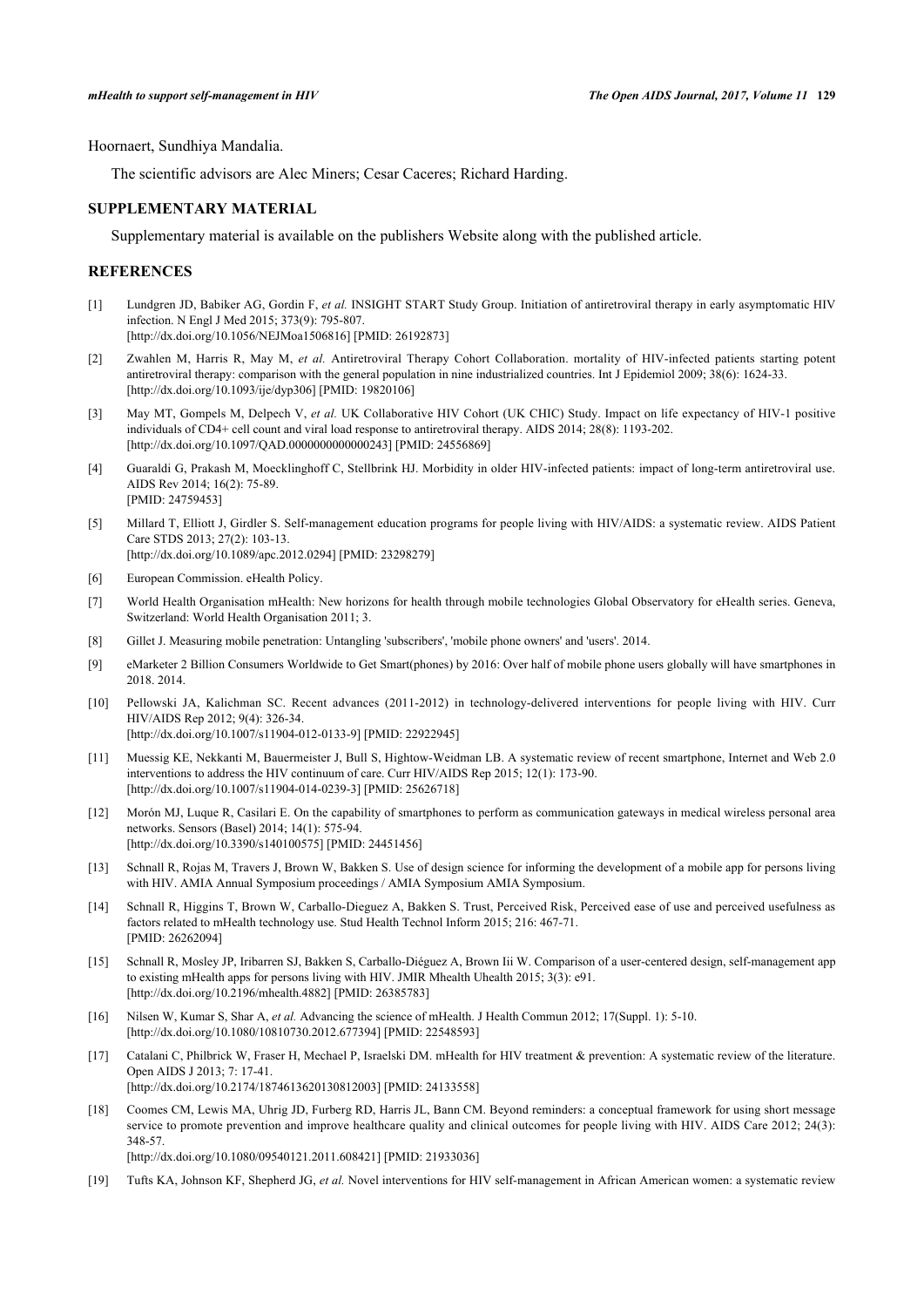Hoornaert, Sundhiya Mandalia.

The scientific advisors are Alec Miners; Cesar Caceres; Richard Harding.

## SUPPLEMENTARY MATERIAL

Supplementary material is available on the publishers Website along with the published article.

## REFERENCES

[1] Lundgren JD, Babiker AG, Gordin F, *et al.* INSIGHT START Study Group. Initiation of antiretroviral therapy in early asymptomatic HIV infection. N Engl J Med 2015; 373(9): 795-807. [http://dx.doi.org/10.1056/NEJMoa1506816] [PMID: 26192873]

[2] Zwahlen M, Harris R, May M, *et al.* Antiretroviral Therapy Cohort Collaboration. mortality of HIV-infected patients starting potent antiretroviral therapy: comparison with the general population in nine industrialized countries. Int J Epidemiol 2009; 38(6): 1624-33. [http://dx.doi.org/10.1093/ije/dyp306] [PMID: 19820106]

[3] May MT, Gompels M, Delpech V, *et al.* UK Collaborative HIV Cohort (UK CHIC) Study. Impact on life expectancy of HIV-1 positive individuals of CD4+ cell count and viral load response to antiretroviral therapy. AIDS 2014; 28(8): 1193-202. [http://dx.doi.org/10.1097/QAD.0000000000000243] [PMID: 24556869]

[4] Guaraldi G, Prakash M, Moecklinghoff C, Stellbrink HJ. Morbidity in older HIV-infected patients: impact of long-term antiretroviral use. AIDS Rev 2014; 16(2): 75-89. [PMID: 24759453]

[5] Millard T, Elliott J, Girdler S. Self-management education programs for people living with HIV/AIDS: a systematic review. AIDS Patient Care STDS 2013; 27(2): 103-13. [http://dx.doi.org/10.1089/apc.2012.0294] [PMID: 23298279]

[6] European Commission. eHealth Policy.

[7] World Health Organisation mHealth: New horizons for health through mobile technologies Global Observatory for eHealth series. Geneva, Switzerland: World Health Organisation 2011; 3.

[8] Gillet J. Measuring mobile penetration: Untangling 'subscribers', 'mobile phone owners' and 'users'. 2014.

[9] eMarketer 2 Billion Consumers Worldwide to Get Smart(phones) by 2016: Over half of mobile phone users globally will have smartphones in 2018. 2014.

[10] Pellowski JA, Kalichman SC. Recent advances (2011-2012) in technology-delivered interventions for people living with HIV. Curr HIV/AIDS Rep 2012; 9(4): 326-34. [http://dx.doi.org/10.1007/s11904-012-0133-9] [PMID: 22922945]

[11] Muessig KE, Nekkanti M, Bauermeister J, Bull S, Hightow-Weidman LB. A systematic review of recent smartphone, Internet and Web 2.0 interventions to address the HIV continuum of care. Curr HIV/AIDS Rep 2015; 12(1): 173-90. [http://dx.doi.org/10.1007/s11904-014-0239-3] [PMID: 25626718]

[12] Morón MJ, Luque R, Casilari E. On the capability of smartphones to perform as communication gateways in medical wireless personal area networks. Sensors (Basel) 2014; 14(1): 575-94. [http://dx.doi.org/10.3390/s140100575] [PMID: 24451456]

[13] Schnall R, Rojas M, Travers J, Brown W, Bakken S. Use of design science for informing the development of a mobile app for persons living with HIV. AMIA Annual Symposium proceedings / AMIA Symposium AMIA Symposium.

[14] Schnall R, Higgins T, Brown W, Carballo-Dieguez A, Bakken S. Trust, Perceived Risk, Perceived ease of use and perceived usefulness as factors related to mHealth technology use. Stud Health Technol Inform 2015; 216: 467-71. [PMID: 26262094]

[15] Schnall R, Mosley JP, Iribarren SJ, Bakken S, Carballo-Diéguez A, Brown Iii W. Comparison of a user-centered design, self-management app to existing mHealth apps for persons living with HIV. JMIR Mhealth Uhealth 2015; 3(3): e91. [http://dx.doi.org/10.2196/mhealth.4882] [PMID: 26385783]

[16] Nilsen W, Kumar S, Shar A, *et al.* Advancing the science of mHealth. J Health Commun 2012; 17(Suppl. 1): 5-10. [http://dx.doi.org/10.1080/10810730.2012.677394] [PMID: 22548593]

[17] Catalani C, Philbrick W, Fraser H, Mechael P, Israelski DM. mHealth for HIV treatment & prevention: A systematic review of the literature. Open AIDS J 2013; 7: 17-41. [http://dx.doi.org/10.2174/1874613620130812003] [PMID: 24133558]

[18] Coomes CM, Lewis MA, Uhrig JD, Furberg RD, Harris JL, Bann CM. Beyond reminders: a conceptual framework for using short message service to promote prevention and improve healthcare quality and clinical outcomes for people living with HIV. AIDS Care 2012; 24(3): 348-57. [http://dx.doi.org/10.1080/09540121.2011.608421] [PMID: 21933036]

[19] Tufts KA, Johnson KF, Shepherd JG, *et al.* Novel interventions for HIV self-management in African American women: a systematic review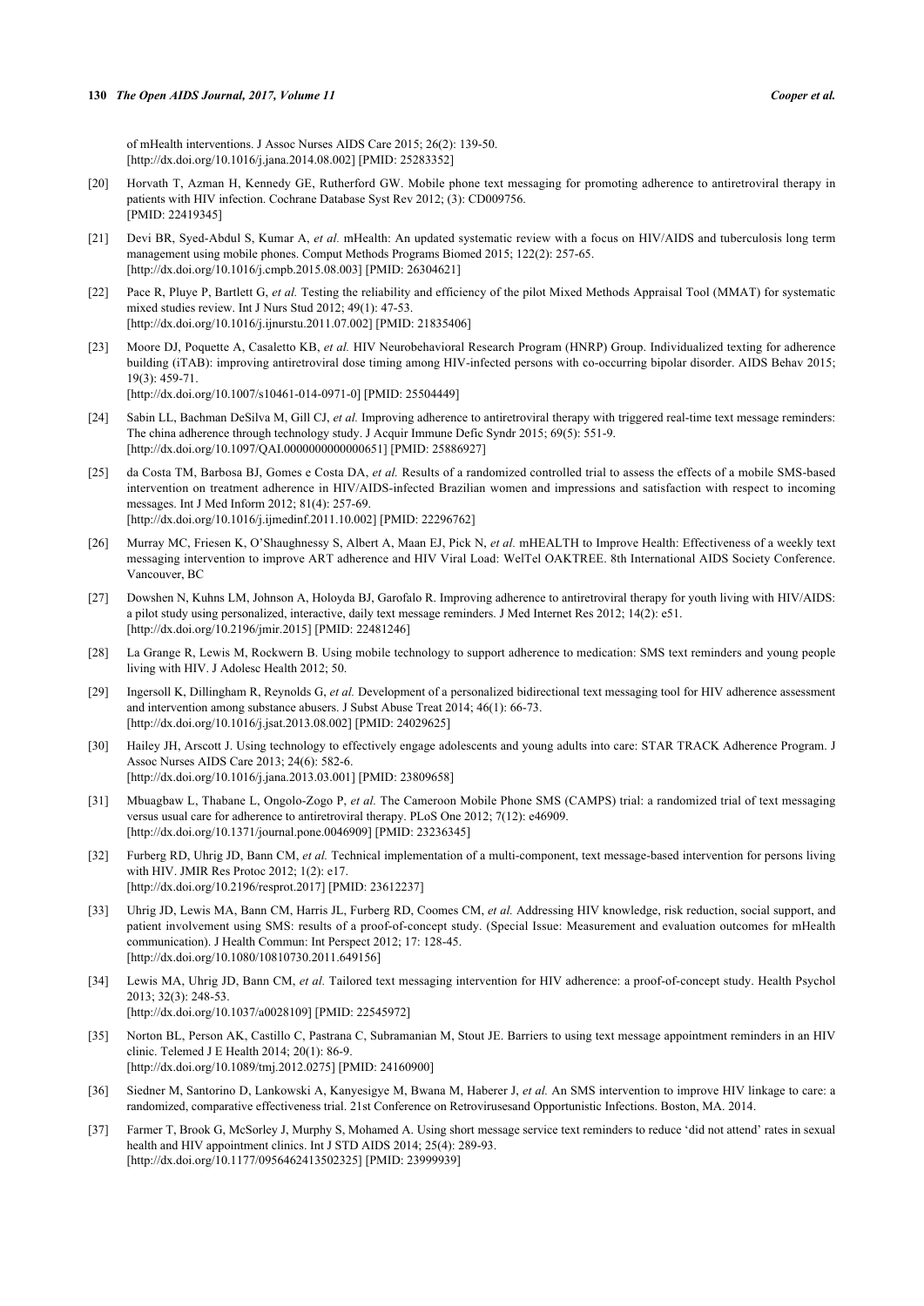of mHealth interventions. J Assoc Nurses AIDS Care 2015; 26(2): 139-50.
[http://dx.doi.org/10.1016/j.jana.2014.08.002] [PMID: 25283352]

[20] Horvath T, Azman H, Kennedy GE, Rutherford GW. Mobile phone text messaging for promoting adherence to antiretroviral therapy in patients with HIV infection. Cochrane Database Syst Rev 2012; (3): CD009756.
[PMID: 22419345]

[21] Devi BR, Syed-Abdul S, Kumar A, *et al.* mHealth: An updated systematic review with a focus on HIV/AIDS and tuberculosis long term management using mobile phones. Comput Methods Programs Biomed 2015; 122(2): 257-65.
[http://dx.doi.org/10.1016/j.cmpb.2015.08.003] [PMID: 26304621]

[22] Pace R, Pluye P, Bartlett G, *et al.* Testing the reliability and efficiency of the pilot Mixed Methods Appraisal Tool (MMAT) for systematic mixed studies review. Int J Nurs Stud 2012; 49(1): 47-53.
[http://dx.doi.org/10.1016/j.ijnurstu.2011.07.002] [PMID: 21835406]

[23] Moore DJ, Poquette A, Casaletto KB, *et al.* HIV Neurobehavioral Research Program (HNRP) Group. Individualized texting for adherence building (iTAB): improving antiretroviral dose timing among HIV-infected persons with co-occurring bipolar disorder. AIDS Behav 2015; 19(3): 459-71.
[http://dx.doi.org/10.1007/s10461-014-0971-0] [PMID: 25504449]

[24] Sabin LL, Bachman DeSilva M, Gill CJ, *et al.* Improving adherence to antiretroviral therapy with triggered real-time text message reminders: The china adherence through technology study. J Acquir Immune Defic Syndr 2015; 69(5): 551-9.
[http://dx.doi.org/10.1097/QAI.0000000000000651] [PMID: 25886927]

[25] da Costa TM, Barbosa BJ, Gomes e Costa DA, *et al.* Results of a randomized controlled trial to assess the effects of a mobile SMS-based intervention on treatment adherence in HIV/AIDS-infected Brazilian women and impressions and satisfaction with respect to incoming messages. Int J Med Inform 2012; 81(4): 257-69.
[http://dx.doi.org/10.1016/j.ijmedinf.2011.10.002] [PMID: 22296762]

[26] Murray MC, Friesen K, O'Shaughnessy S, Albert A, Maan EJ, Pick N, *et al.* mHEALTH to Improve Health: Effectiveness of a weekly text messaging intervention to improve ART adherence and HIV Viral Load: WelTel OAKTREE. 8th International AIDS Society Conference. Vancouver, BC

[27] Dowshen N, Kuhns LM, Johnson A, Holoyda BJ, Garofalo R. Improving adherence to antiretroviral therapy for youth living with HIV/AIDS: a pilot study using personalized, interactive, daily text message reminders. J Med Internet Res 2012; 14(2): e51.
[http://dx.doi.org/10.2196/jmir.2015] [PMID: 22481246]

[28] La Grange R, Lewis M, Rockwern B. Using mobile technology to support adherence to medication: SMS text reminders and young people living with HIV. J Adolesc Health 2012; 50.

[29] Ingersoll K, Dillingham R, Reynolds G, *et al.* Development of a personalized bidirectional text messaging tool for HIV adherence assessment and intervention among substance abusers. J Subst Abuse Treat 2014; 46(1): 66-73.
[http://dx.doi.org/10.1016/j.jsat.2013.08.002] [PMID: 24029625]

[30] Hailey JH, Arscott J. Using technology to effectively engage adolescents and young adults into care: STAR TRACK Adherence Program. J Assoc Nurses AIDS Care 2013; 24(6): 582-6.
[http://dx.doi.org/10.1016/j.jana.2013.03.001] [PMID: 23809658]

[31] Mbuagbaw L, Thabane L, Ongolo-Zogo P, *et al.* The Cameroon Mobile Phone SMS (CAMPS) trial: a randomized trial of text messaging versus usual care for adherence to antiretroviral therapy. PLoS One 2012; 7(12): e46909.
[http://dx.doi.org/10.1371/journal.pone.0046909] [PMID: 23236345]

[32] Furberg RD, Uhrig JD, Bann CM, *et al.* Technical implementation of a multi-component, text message-based intervention for persons living with HIV. JMIR Res Protoc 2012; 1(2): e17.
[http://dx.doi.org/10.2196/resprot.2017] [PMID: 23612237]

[33] Uhrig JD, Lewis MA, Bann CM, Harris JL, Furberg RD, Coomes CM, *et al.* Addressing HIV knowledge, risk reduction, social support, and patient involvement using SMS: results of a proof-of-concept study. (Special Issue: Measurement and evaluation outcomes for mHealth communication). J Health Commun: Int Perspect 2012; 17: 128-45.
[http://dx.doi.org/10.1080/10810730.2011.649156]

[34] Lewis MA, Uhrig JD, Bann CM, *et al.* Tailored text messaging intervention for HIV adherence: a proof-of-concept study. Health Psychol 2013; 32(3): 248-53.
[http://dx.doi.org/10.1037/a0028109] [PMID: 22545972]

[35] Norton BL, Person AK, Castillo C, Pastrana C, Subramanian M, Stout JE. Barriers to using text message appointment reminders in an HIV clinic. Telemed J E Health 2014; 20(1): 86-9.
[http://dx.doi.org/10.1089/tmj.2012.0275] [PMID: 24160900]

[36] Siedner M, Santorino D, Lankowski A, Kanyesigye M, Bwana M, Haberer J, *et al.* An SMS intervention to improve HIV linkage to care: a randomized, comparative effectiveness trial. 21st Conference on Retrovirusesand Opportunistic Infections. Boston, MA. 2014.

[37] Farmer T, Brook G, McSorley J, Murphy S, Mohamed A. Using short message service text reminders to reduce 'did not attend' rates in sexual health and HIV appointment clinics. Int J STD AIDS 2014; 25(4): 289-93.
[http://dx.doi.org/10.1177/0956462413502325] [PMID: 23999939]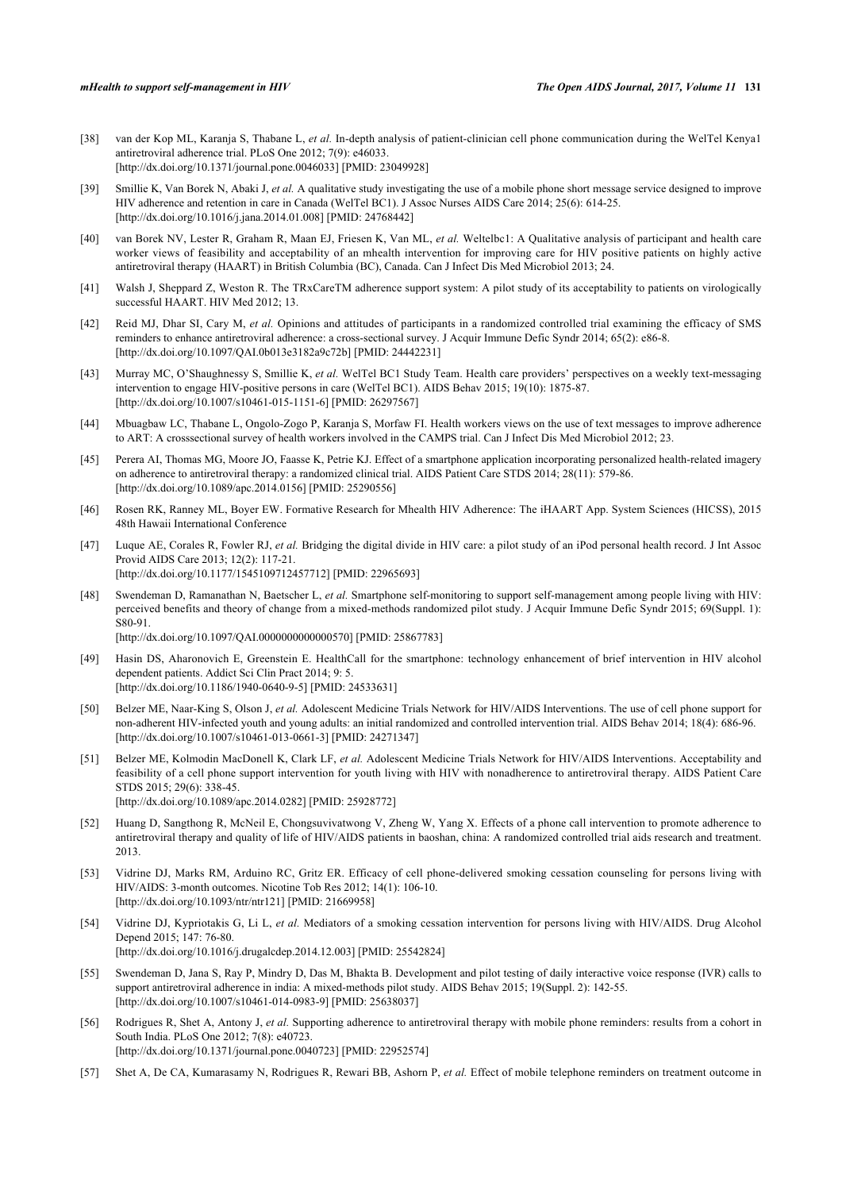[38] van der Kop ML, Karanja S, Thabane L, *et al.* In-depth analysis of patient-clinician cell phone communication during the WelTel Kenya1 antiretroviral adherence trial. PLoS One 2012; 7(9): e46033.
[http://dx.doi.org/10.1371/journal.pone.0046033] [PMID: 23049928]

[39] Smillie K, Van Borek N, Abaki J, *et al.* A qualitative study investigating the use of a mobile phone short message service designed to improve HIV adherence and retention in care in Canada (WelTel BC1). J Assoc Nurses AIDS Care 2014; 25(6): 614-25.
[http://dx.doi.org/10.1016/j.jana.2014.01.008] [PMID: 24768442]

[40] van Borek NV, Lester R, Graham R, Maan EJ, Friesen K, Van ML, *et al.* Weltelbc1: A Qualitative analysis of participant and health care worker views of feasibility and acceptability of an mhealth intervention for improving care for HIV positive patients on highly active antiretroviral therapy (HAART) in British Columbia (BC), Canada. Can J Infect Dis Med Microbiol 2013; 24.

[41] Walsh J, Sheppard Z, Weston R. The TRxCareTM adherence support system: A pilot study of its acceptability to patients on virologically successful HAART. HIV Med 2012; 13.

[42] Reid MJ, Dhar SI, Cary M, *et al.* Opinions and attitudes of participants in a randomized controlled trial examining the efficacy of SMS reminders to enhance antiretroviral adherence: a cross-sectional survey. J Acquir Immune Defic Syndr 2014; 65(2): e86-8.
[http://dx.doi.org/10.1097/QAI.0b013e3182a9c72b] [PMID: 24442231]

[43] Murray MC, O'Shaughnessy S, Smillie K, *et al.* WelTel BC1 Study Team. Health care providers' perspectives on a weekly text-messaging intervention to engage HIV-positive persons in care (WelTel BC1). AIDS Behav 2015; 19(10): 1875-87.
[http://dx.doi.org/10.1007/s10461-015-1151-6] [PMID: 26297567]

[44] Mbuagbaw LC, Thabane L, Ongolo-Zogo P, Karanja S, Morfaw FI. Health workers views on the use of text messages to improve adherence to ART: A crosssectional survey of health workers involved in the CAMPS trial. Can J Infect Dis Med Microbiol 2012; 23.

[45] Perera AI, Thomas MG, Moore JO, Faasse K, Petrie KJ. Effect of a smartphone application incorporating personalized health-related imagery on adherence to antiretroviral therapy: a randomized clinical trial. AIDS Patient Care STDS 2014; 28(11): 579-86.
[http://dx.doi.org/10.1089/apc.2014.0156] [PMID: 25290556]

[46] Rosen RK, Ranney ML, Boyer EW. Formative Research for Mhealth HIV Adherence: The iHAART App. System Sciences (HICSS), 2015 48th Hawaii International Conference

[47] Luque AE, Corales R, Fowler RJ, *et al.* Bridging the digital divide in HIV care: a pilot study of an iPod personal health record. J Int Assoc Provid AIDS Care 2013; 12(2): 117-21.
[http://dx.doi.org/10.1177/1545109712457712] [PMID: 22965693]

[48] Swendeman D, Ramanathan N, Baetscher L, *et al.* Smartphone self-monitoring to support self-management among people living with HIV: perceived benefits and theory of change from a mixed-methods randomized pilot study. J Acquir Immune Defic Syndr 2015; 69(Suppl. 1): S80-91.
[http://dx.doi.org/10.1097/QAI.0000000000000570] [PMID: 25867783]

[49] Hasin DS, Aharonovich E, Greenstein E. HealthCall for the smartphone: technology enhancement of brief intervention in HIV alcohol dependent patients. Addict Sci Clin Pract 2014; 9: 5.
[http://dx.doi.org/10.1186/1940-0640-9-5] [PMID: 24533631]

[50] Belzer ME, Naar-King S, Olson J, *et al.* Adolescent Medicine Trials Network for HIV/AIDS Interventions. The use of cell phone support for non-adherent HIV-infected youth and young adults: an initial randomized and controlled intervention trial. AIDS Behav 2014; 18(4): 686-96.
[http://dx.doi.org/10.1007/s10461-013-0661-3] [PMID: 24271347]

[51] Belzer ME, Kolmodin MacDonell K, Clark LF, *et al.* Adolescent Medicine Trials Network for HIV/AIDS Interventions. Acceptability and feasibility of a cell phone support intervention for youth living with HIV with nonadherence to antiretroviral therapy. AIDS Patient Care STDS 2015; 29(6): 338-45.
[http://dx.doi.org/10.1089/apc.2014.0282] [PMID: 25928772]

[52] Huang D, Sangthong R, McNeil E, Chongsuvivatwong V, Zheng W, Yang X. Effects of a phone call intervention to promote adherence to antiretroviral therapy and quality of life of HIV/AIDS patients in baoshan, china: A randomized controlled trial aids research and treatment. 2013.

[53] Vidrine DJ, Marks RM, Arduino RC, Gritz ER. Efficacy of cell phone-delivered smoking cessation counseling for persons living with HIV/AIDS: 3-month outcomes. Nicotine Tob Res 2012; 14(1): 106-10.
[http://dx.doi.org/10.1093/ntr/ntr121] [PMID: 21669958]

[54] Vidrine DJ, Kypriotakis G, Li L, *et al.* Mediators of a smoking cessation intervention for persons living with HIV/AIDS. Drug Alcohol Depend 2015; 147: 76-80.
[http://dx.doi.org/10.1016/j.drugalcdep.2014.12.003] [PMID: 25542824]

[55] Swendeman D, Jana S, Ray P, Mindry D, Das M, Bhakta B. Development and pilot testing of daily interactive voice response (IVR) calls to support antiretroviral adherence in india: A mixed-methods pilot study. AIDS Behav 2015; 19(Suppl. 2): 142-55.
[http://dx.doi.org/10.1007/s10461-014-0983-9] [PMID: 25638037]

[56] Rodrigues R, Shet A, Antony J, *et al.* Supporting adherence to antiretroviral therapy with mobile phone reminders: results from a cohort in South India. PLoS One 2012; 7(8): e40723.
[http://dx.doi.org/10.1371/journal.pone.0040723] [PMID: 22952574]

[57] Shet A, De CA, Kumarasamy N, Rodrigues R, Rewari BB, Ashorn P, *et al.* Effect of mobile telephone reminders on treatment outcome in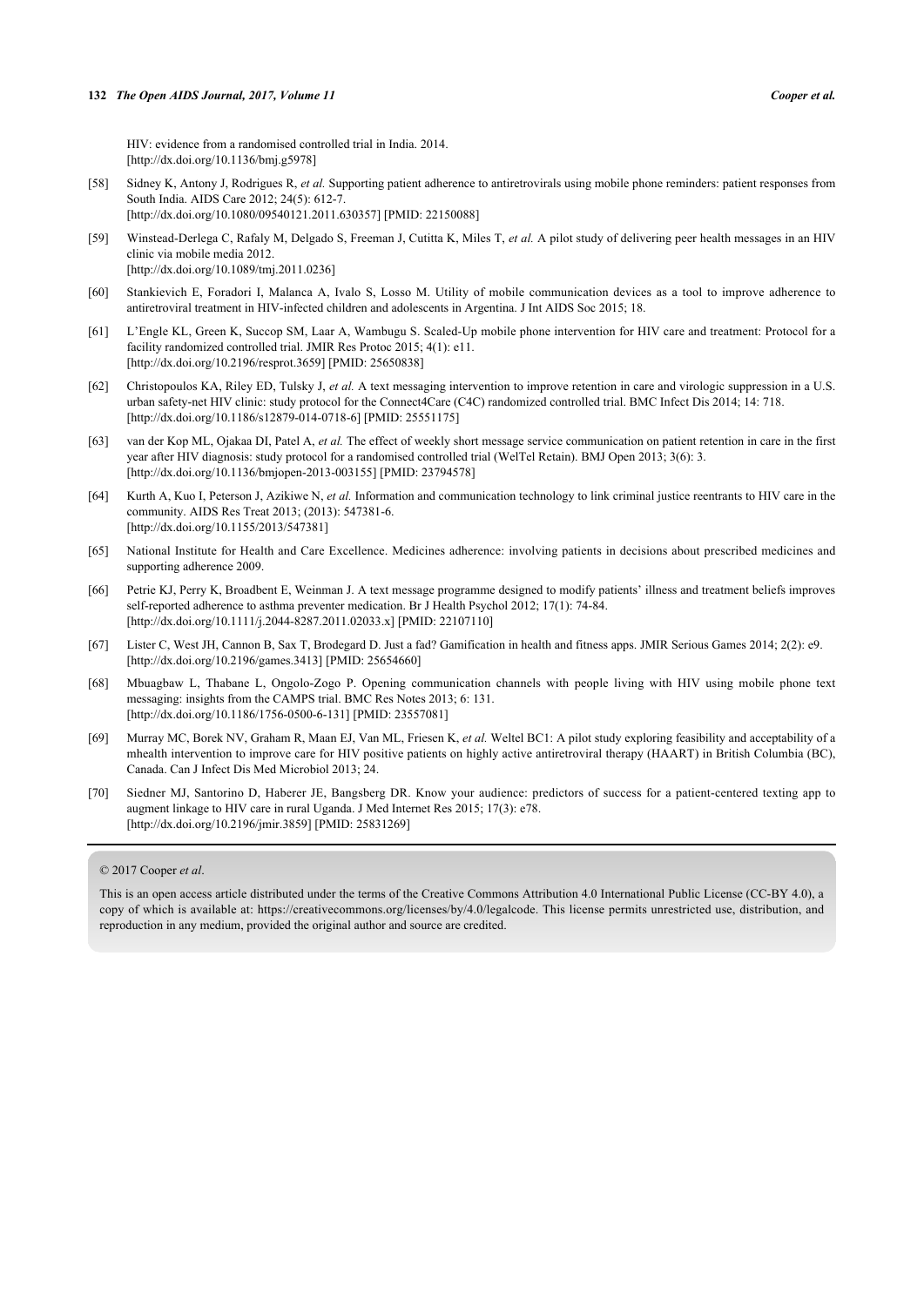HIV: evidence from a randomised controlled trial in India. 2014.
[http://dx.doi.org/10.1136/bmj.g5978]

[58] Sidney K, Antony J, Rodrigues R, *et al.* Supporting patient adherence to antiretrovirals using mobile phone reminders: patient responses from South India. AIDS Care 2012; 24(5): 612-7.
[http://dx.doi.org/10.1080/09540121.2011.630357] [PMID: 22150088]

[59] Winstead-Derlega C, Rafaly M, Delgado S, Freeman J, Cutitta K, Miles T, *et al.* A pilot study of delivering peer health messages in an HIV clinic via mobile media 2012.
[http://dx.doi.org/10.1089/tmj.2011.0236]

[60] Stankievich E, Foradori I, Malanca A, Ivalo S, Losso M. Utility of mobile communication devices as a tool to improve adherence to antiretroviral treatment in HIV-infected children and adolescents in Argentina. J Int AIDS Soc 2015; 18.

[61] L'Engle KL, Green K, Succop SM, Laar A, Wambugu S. Scaled-Up mobile phone intervention for HIV care and treatment: Protocol for a facility randomized controlled trial. JMIR Res Protoc 2015; 4(1): e11.
[http://dx.doi.org/10.2196/resprot.3659] [PMID: 25650838]

[62] Christopoulos KA, Riley ED, Tulsky J, *et al.* A text messaging intervention to improve retention in care and virologic suppression in a U.S. urban safety-net HIV clinic: study protocol for the Connect4Care (C4C) randomized controlled trial. BMC Infect Dis 2014; 14: 718.
[http://dx.doi.org/10.1186/s12879-014-0718-6] [PMID: 25551175]

[63] van der Kop ML, Ojakaa DI, Patel A, *et al.* The effect of weekly short message service communication on patient retention in care in the first year after HIV diagnosis: study protocol for a randomised controlled trial (WelTel Retain). BMJ Open 2013; 3(6): 3.
[http://dx.doi.org/10.1136/bmjopen-2013-003155] [PMID: 23794578]

[64] Kurth A, Kuo I, Peterson J, Azikiwe N, *et al.* Information and communication technology to link criminal justice reentrants to HIV care in the community. AIDS Res Treat 2013; (2013): 547381-6.
[http://dx.doi.org/10.1155/2013/547381]

[65] National Institute for Health and Care Excellence. Medicines adherence: involving patients in decisions about prescribed medicines and supporting adherence 2009.

[66] Petrie KJ, Perry K, Broadbent E, Weinman J. A text message programme designed to modify patients' illness and treatment beliefs improves self-reported adherence to asthma preventer medication. Br J Health Psychol 2012; 17(1): 74-84.
[http://dx.doi.org/10.1111/j.2044-8287.2011.02033.x] [PMID: 22107110]

[67] Lister C, West JH, Cannon B, Sax T, Brodegard D. Just a fad? Gamification in health and fitness apps. JMIR Serious Games 2014; 2(2): e9.
[http://dx.doi.org/10.2196/games.3413] [PMID: 25654660]

[68] Mbuagbaw L, Thabane L, Ongolo-Zogo P. Opening communication channels with people living with HIV using mobile phone text messaging: insights from the CAMPS trial. BMC Res Notes 2013; 6: 131.
[http://dx.doi.org/10.1186/1756-0500-6-131] [PMID: 23557081]

[69] Murray MC, Borek NV, Graham R, Maan EJ, Van ML, Friesen K, *et al.* Weltel BC1: A pilot study exploring feasibility and acceptability of a mhealth intervention to improve care for HIV positive patients on highly active antiretroviral therapy (HAART) in British Columbia (BC), Canada. Can J Infect Dis Med Microbiol 2013; 24.

[70] Siedner MJ, Santorino D, Haberer JE, Bangsberg DR. Know your audience: predictors of success for a patient-centered texting app to augment linkage to HIV care in rural Uganda. J Med Internet Res 2015; 17(3): e78.
[http://dx.doi.org/10.2196/jmir.3859] [PMID: 25831269]

© 2017 Cooper *et al*.

This is an open access article distributed under the terms of the Creative Commons Attribution 4.0 International Public License (CC-BY 4.0), a copy of which is available at: https://creativecommons.org/licenses/by/4.0/legalcode. This license permits unrestricted use, distribution, and reproduction in any medium, provided the original author and source are credited.